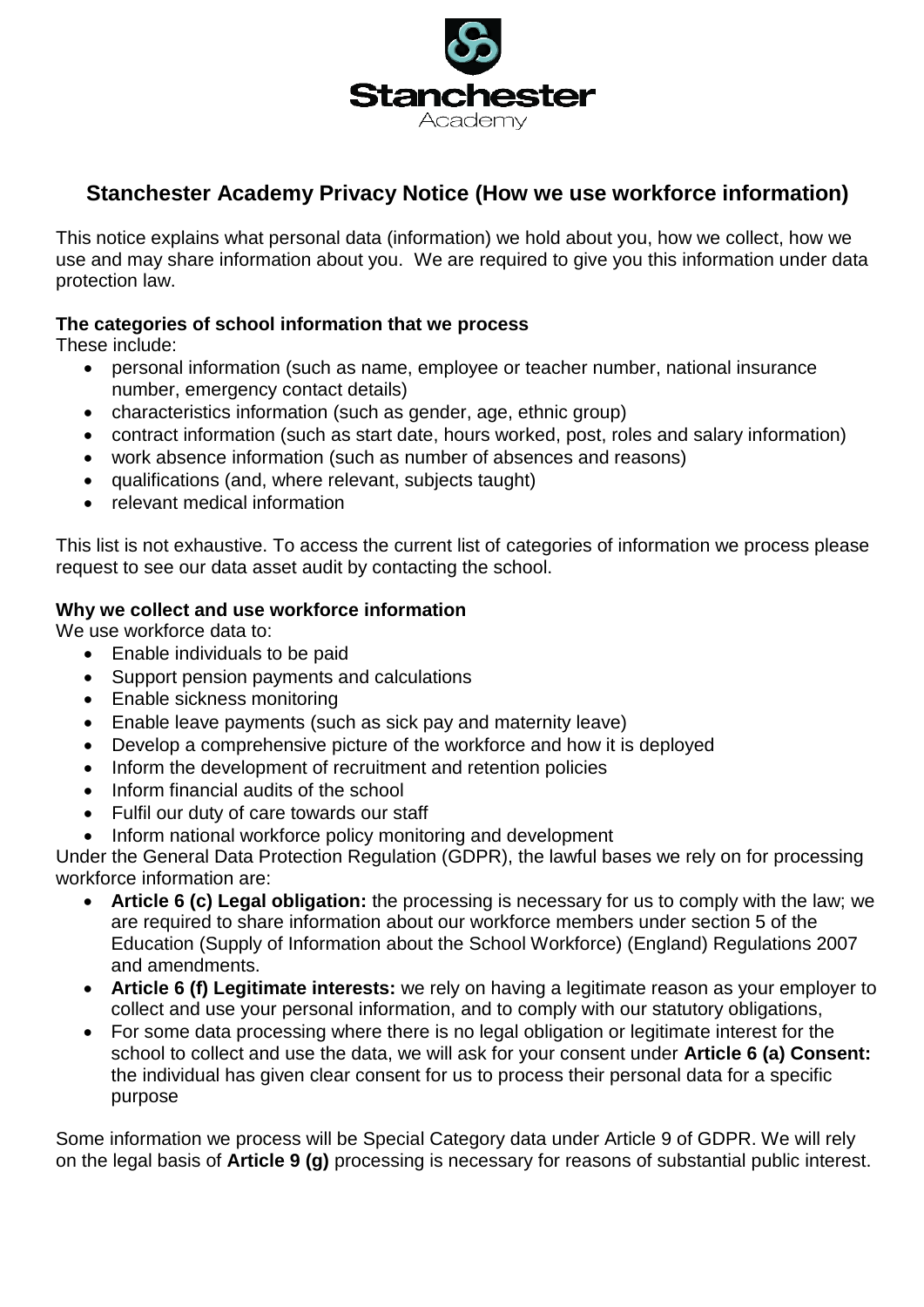# Stanchester Academy Privacy Notice (How we use workforce information)

This notice explains what personal data (information) we hold about you, how we collect, how we use and may share information about you. We are required to give you this information under data protection law.

**The categories of school information that we process**

These include:

- personal information (such as name, employee or teacher number, national insurance number, emergency contact details)
- characteristics information (such as gender, age, ethnic group)
- contract information (such as start date, hours worked, post, roles and salary information)
- work absence information (such as number of absences and reasons)
- qualifications (and, where relevant, subjects taught)
- relevant medical information

This list is not exhaustive. To access the current list of categories of information we process please request to see our data asset audit by contacting the school.

**Why we collect and use workforce information**

We use workforce data to:

- Enable individuals to be paid
- Support pension payments and calculations
- Enable sickness monitoring
- Enable leave payments (such as sick pay and maternity leave)
- Develop a comprehensive picture of the workforce and how it is deployed
- Inform the development of recruitment and retention policies
- Inform financial audits of the school
- Fulfil our duty of care towards our staff
- Inform national workforce policy monitoring and development

Under the General Data Protection Regulation (GDPR), the lawful bases we rely on for processing workforce information are:

- **Article 6 (c) Legal obligation:** the processing is necessary for us to comply with the law; we are required to share information about our workforce members under section 5 of the Education (Supply of Information about the School Workforce) (England) Regulations 2007 and amendments.
- **Article 6 (f) Legitimate interests:** we rely on having a legitimate reason as your employer to collect and use your personal information, and to comply with our statutory obligations,
- For some data processing where there is no legal obligation or legitimate interest for the school to collect and use the data, we will ask for your consent under **Article 6 (a) Consent:** the individual has given clear consent for us to process their personal data for a specific purpose

Some information we process will be Special Category data under Article 9 of GDPR. We will rely on the legal basis of **Article 9 (g)** processing is necessary for reasons of substantial public interest.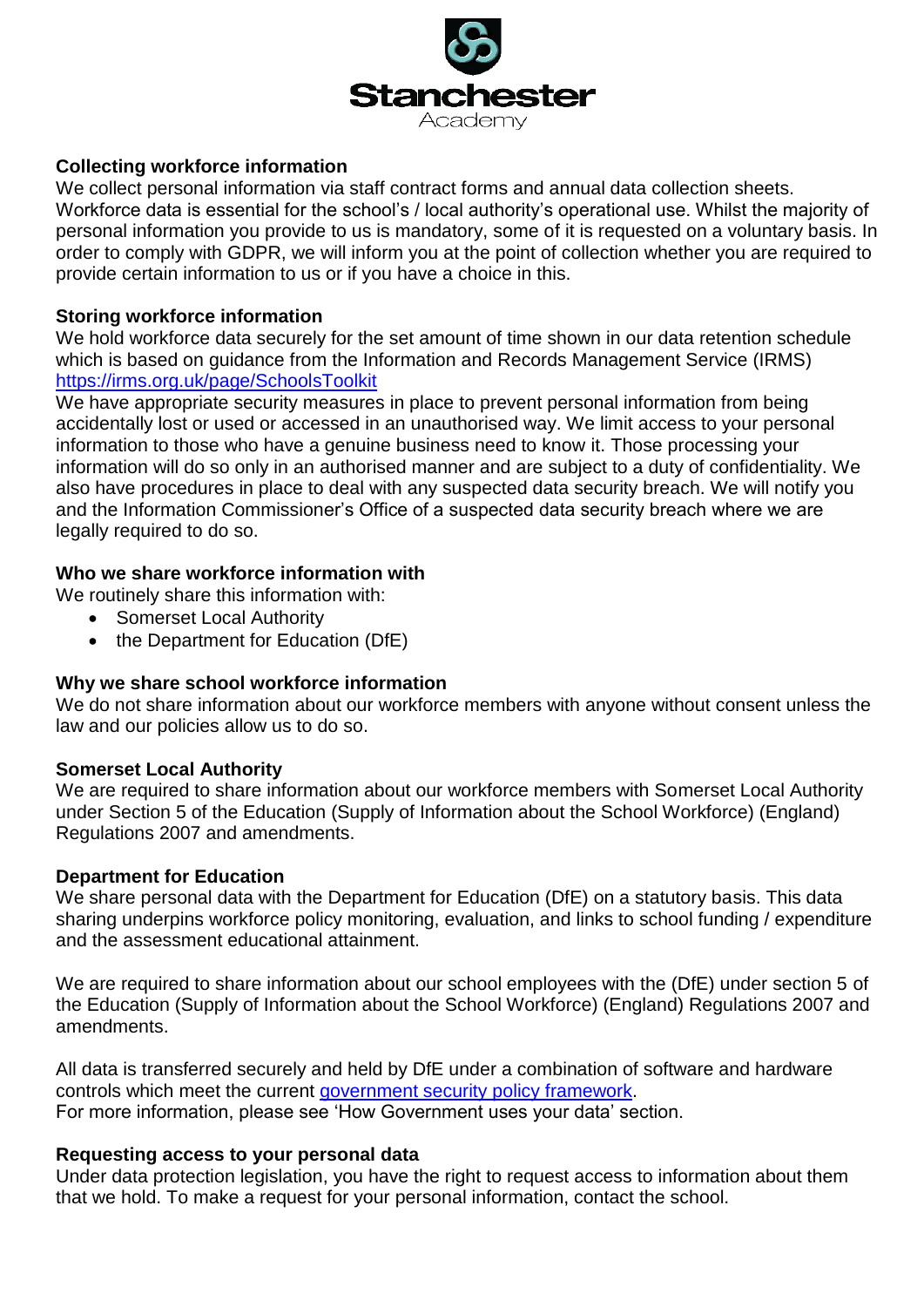## Collecting workforce information

We collect personal information via staff contract forms and annual data collection sheets. Workforce data is essential for the school's / local authority's operational use. Whilst the majority of personal information you provide to us is mandatory, some of it is requested on a voluntary basis. In order to comply with GDPR, we will inform you at the point of collection whether you are required to provide certain information to us or if you have a choice in this.

## Storing workforce information

We hold workforce data securely for the set amount of time shown in our data retention schedule which is based on guidance from the Information and Records Management Service (IRMS) [https://irms.org.uk/page/SchoolsToolkit](https://irms.org.uk/page/SchoolsToolkit)

We have appropriate security measures in place to prevent personal information from being accidentally lost or used or accessed in an unauthorised way. We limit access to your personal information to those who have a genuine business need to know it. Those processing your information will do so only in an authorised manner and are subject to a duty of confidentiality. We also have procedures in place to deal with any suspected data security breach. We will notify you and the Information Commissioner's Office of a suspected data security breach where we are legally required to do so.

## Who we share workforce information with

We routinely share this information with:

- Somerset Local Authority
- the Department for Education (DfE)

## Why we share school workforce information

We do not share information about our workforce members with anyone without consent unless the law and our policies allow us to do so.

### Somerset Local Authority

We are required to share information about our workforce members with Somerset Local Authority under Section 5 of the Education (Supply of Information about the School Workforce) (England) Regulations 2007 and amendments.

### Department for Education

We share personal data with the Department for Education (DfE) on a statutory basis. This data sharing underpins workforce policy monitoring, evaluation, and links to school funding / expenditure and the assessment educational attainment.

We are required to share information about our school employees with the (DfE) under section 5 of the Education (Supply of Information about the School Workforce) (England) Regulations 2007 and amendments.

All data is transferred securely and held by DfE under a combination of software and hardware controls which meet the current government security policy framework.
For more information, please see 'How Government uses your data' section.

## Requesting access to your personal data

Under data protection legislation, you have the right to request access to information about them that we hold. To make a request for your personal information, contact the school.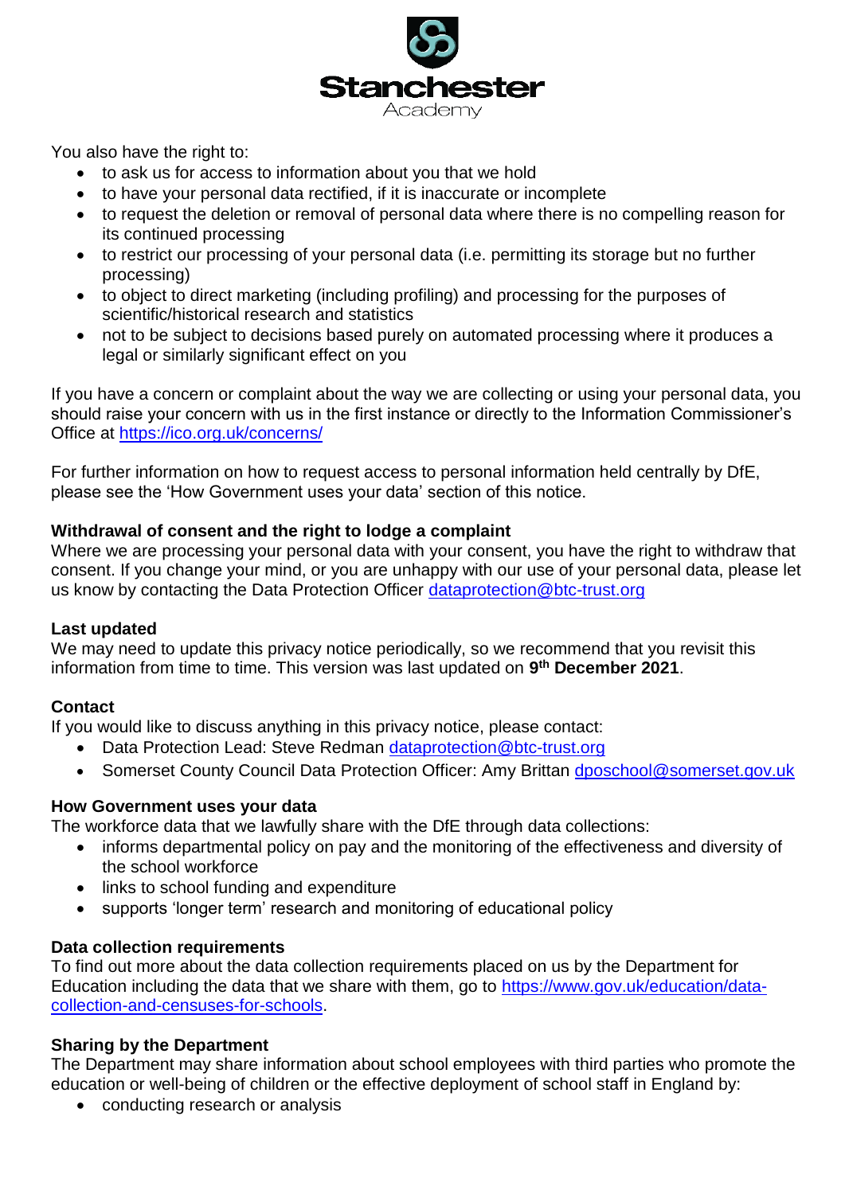You also have the right to:

- to ask us for access to information about you that we hold
- to have your personal data rectified, if it is inaccurate or incomplete
- to request the deletion or removal of personal data where there is no compelling reason for its continued processing
- to restrict our processing of your personal data (i.e. permitting its storage but no further processing)
- to object to direct marketing (including profiling) and processing for the purposes of scientific/historical research and statistics
- not to be subject to decisions based purely on automated processing where it produces a legal or similarly significant effect on you

If you have a concern or complaint about the way we are collecting or using your personal data, you should raise your concern with us in the first instance or directly to the Information Commissioner's Office at https://ico.org.uk/concerns/

For further information on how to request access to personal information held centrally by DfE, please see the 'How Government uses your data' section of this notice.

**Withdrawal of consent and the right to lodge a complaint**

Where we are processing your personal data with your consent, you have the right to withdraw that consent. If you change your mind, or you are unhappy with our use of your personal data, please let us know by contacting the Data Protection Officer dataprotection@btc-trust.org

**Last updated**

We may need to update this privacy notice periodically, so we recommend that you revisit this information from time to time. This version was last updated on **9th December 2021**.

**Contact**

If you would like to discuss anything in this privacy notice, please contact:

- Data Protection Lead: Steve Redman dataprotection@btc-trust.org
- Somerset County Council Data Protection Officer: Amy Brittan dposchool@somerset.gov.uk

**How Government uses your data**

The workforce data that we lawfully share with the DfE through data collections:

- informs departmental policy on pay and the monitoring of the effectiveness and diversity of the school workforce
- links to school funding and expenditure
- supports 'longer term' research and monitoring of educational policy

**Data collection requirements**

To find out more about the data collection requirements placed on us by the Department for Education including the data that we share with them, go to https://www.gov.uk/education/data-collection-and-censuses-for-schools.

**Sharing by the Department**

The Department may share information about school employees with third parties who promote the education or well-being of children or the effective deployment of school staff in England by:

- conducting research or analysis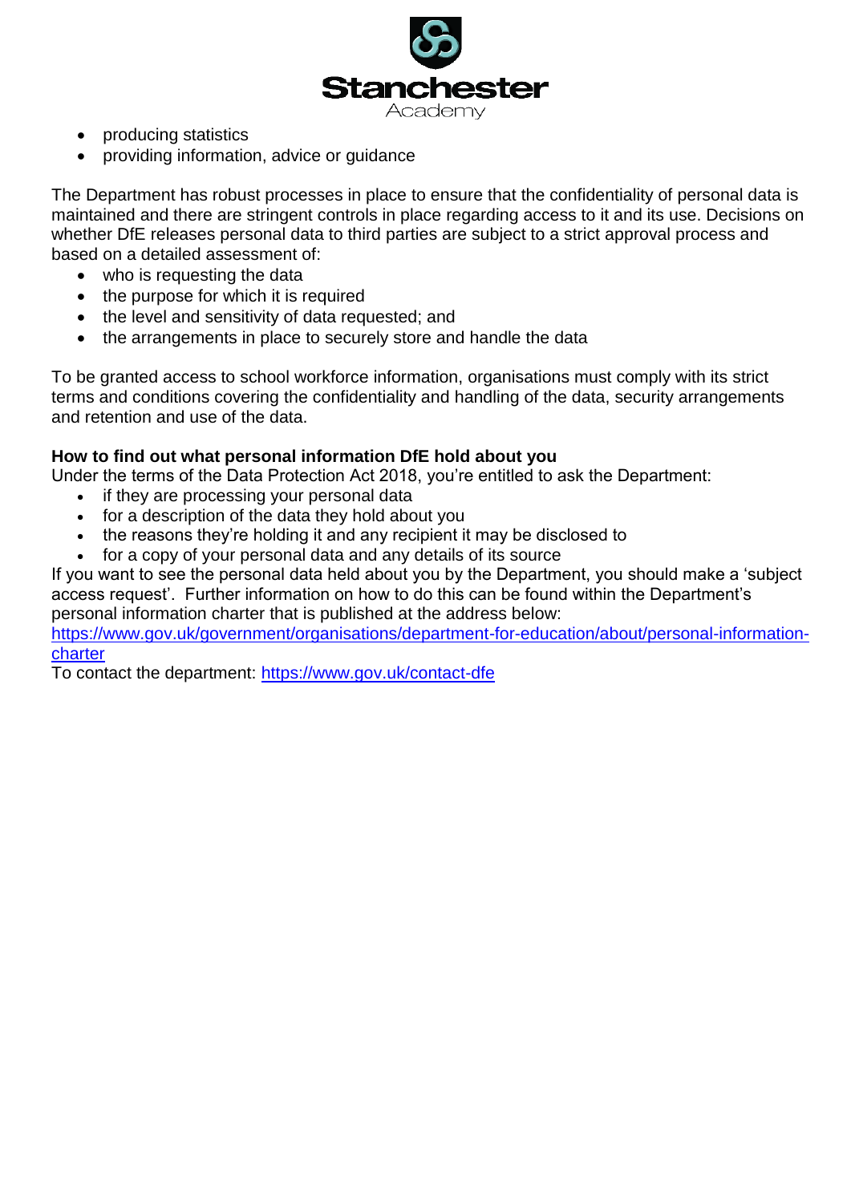- producing statistics
- providing information, advice or guidance

The Department has robust processes in place to ensure that the confidentiality of personal data is maintained and there are stringent controls in place regarding access to it and its use. Decisions on whether DfE releases personal data to third parties are subject to a strict approval process and based on a detailed assessment of:

- who is requesting the data
- the purpose for which it is required
- the level and sensitivity of data requested; and
- the arrangements in place to securely store and handle the data

To be granted access to school workforce information, organisations must comply with its strict terms and conditions covering the confidentiality and handling of the data, security arrangements and retention and use of the data.

**How to find out what personal information DfE hold about you**

Under the terms of the Data Protection Act 2018, you're entitled to ask the Department:

- if they are processing your personal data
- for a description of the data they hold about you
- the reasons they're holding it and any recipient it may be disclosed to
- for a copy of your personal data and any details of its source

If you want to see the personal data held about you by the Department, you should make a 'subject access request'. Further information on how to do this can be found within the Department's personal information charter that is published at the address below:
https://www.gov.uk/government/organisations/department-for-education/about/personal-information-charter

To contact the department: https://www.gov.uk/contact-dfe